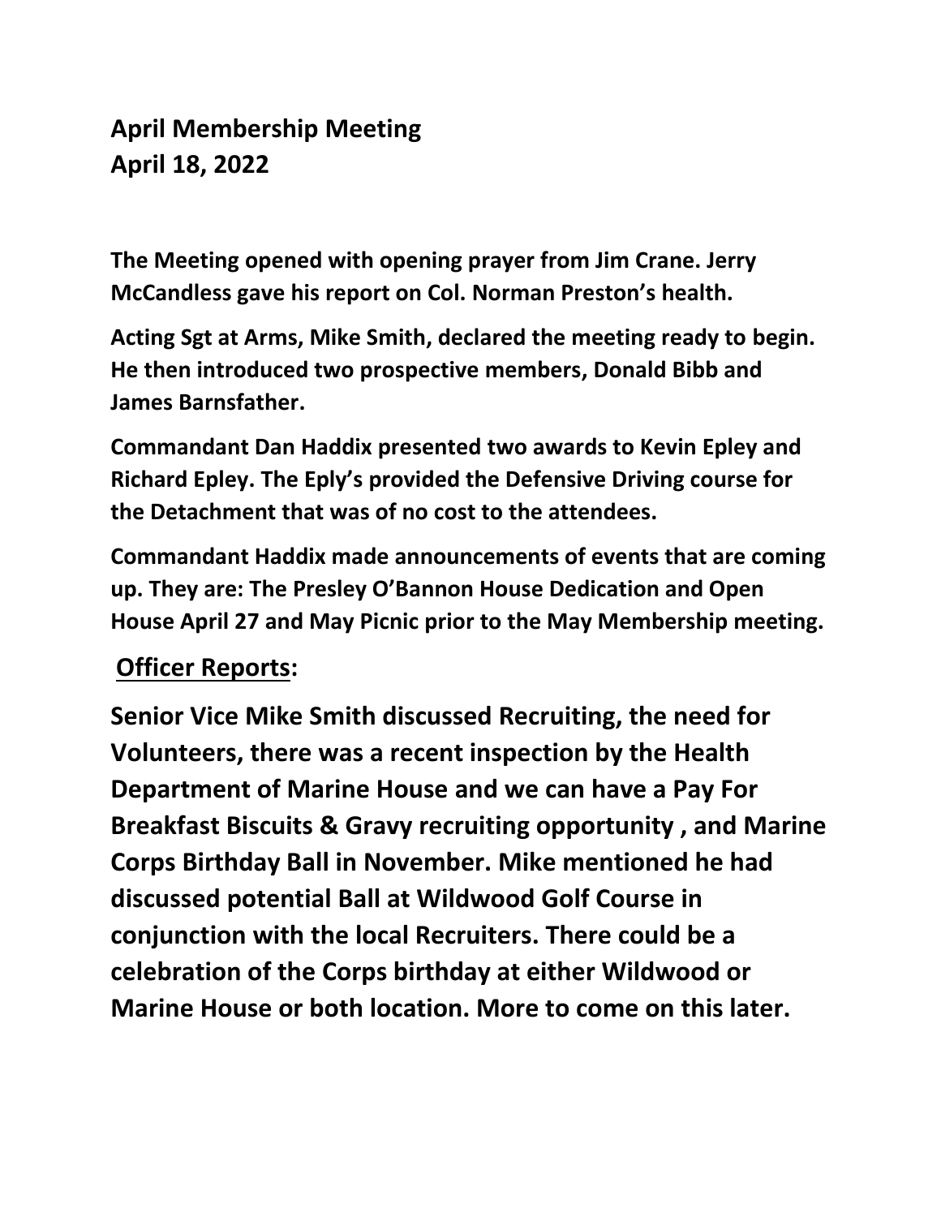## April Membership Meeting
## April 18, 2022

**The Meeting opened with opening prayer from Jim Crane. Jerry McCandless gave his report on Col. Norman Preston's health.**

**Acting Sgt at Arms, Mike Smith, declared the meeting ready to begin. He then introduced two prospective members, Donald Bibb and James Barnsfather.**

**Commandant Dan Haddix presented two awards to Kevin Epley and Richard Epley. The Eply's provided the Defensive Driving course for the Detachment that was of no cost to the attendees.**

**Commandant Haddix made announcements of events that are coming up. They are: The Presley O'Bannon House Dedication and Open House April 27 and May Picnic prior to the May Membership meeting.**

### Officer Reports:

**Senior Vice Mike Smith discussed Recruiting, the need for Volunteers, there was a recent inspection by the Health Department of Marine House and we can have a Pay For Breakfast Biscuits & Gravy recruiting opportunity , and Marine Corps Birthday Ball in November. Mike mentioned he had discussed potential Ball at Wildwood Golf Course in conjunction with the local Recruiters. There could be a celebration of the Corps birthday at either Wildwood or Marine House or both location. More to come on this later.**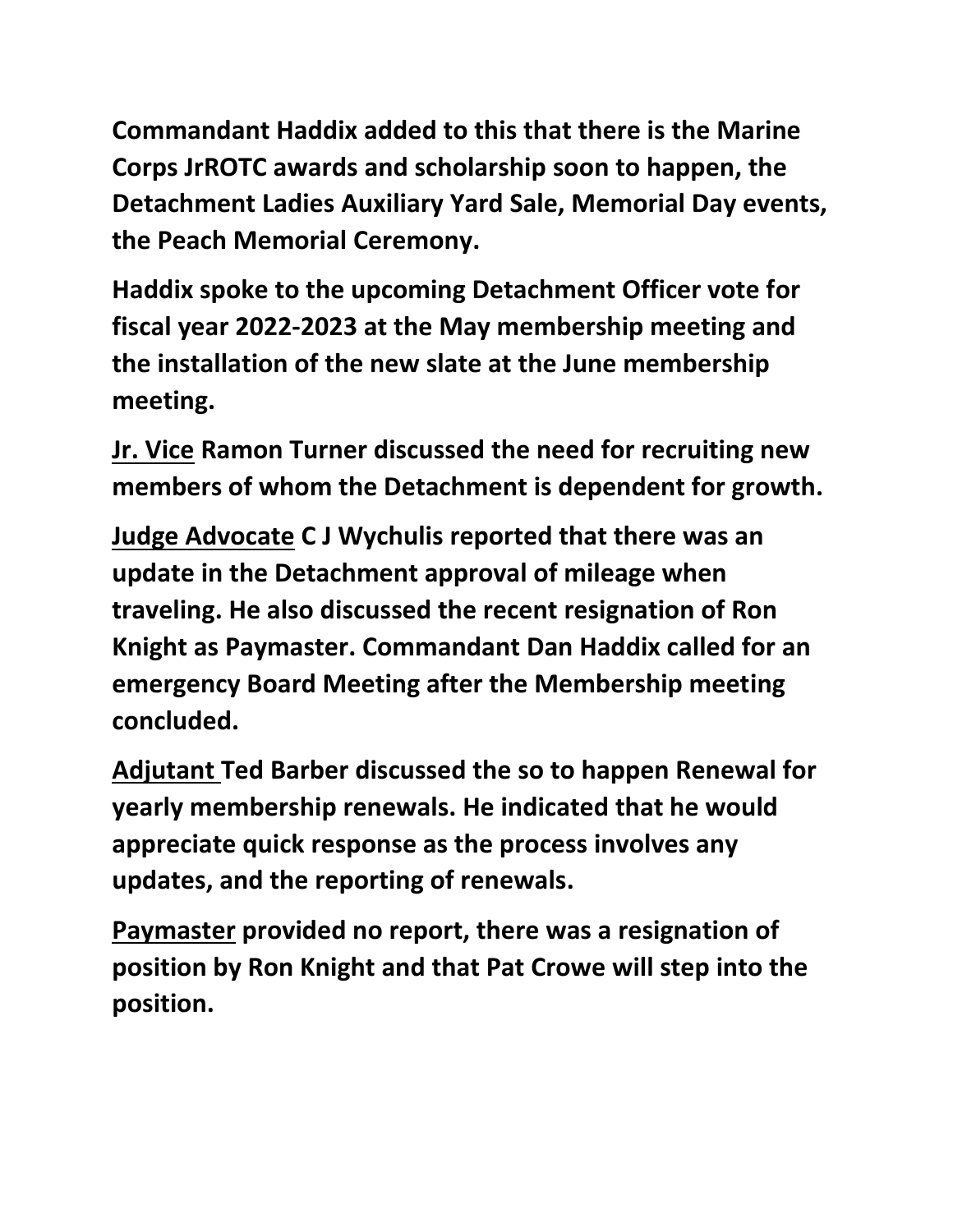**Commandant Haddix added to this that there is the Marine Corps JrROTC awards and scholarship soon to happen, the Detachment Ladies Auxiliary Yard Sale, Memorial Day events, the Peach Memorial Ceremony.**

**Haddix spoke to the upcoming Detachment Officer vote for fiscal year 2022-2023 at the May membership meeting and the installation of the new slate at the June membership meeting.**

**<u>Jr. Vice</u> Ramon Turner discussed the need for recruiting new members of whom the Detachment is dependent for growth.**

**<u>Judge Advocate</u> C J Wychulis reported that there was an update in the Detachment approval of mileage when traveling. He also discussed the recent resignation of Ron Knight as Paymaster. Commandant Dan Haddix called for an emergency Board Meeting after the Membership meeting concluded.**

**<u>Adjutant</u> Ted Barber discussed the so to happen Renewal for yearly membership renewals. He indicated that he would appreciate quick response as the process involves any updates, and the reporting of renewals.**

**<u>Paymaster</u> provided no report, there was a resignation of position by Ron Knight and that Pat Crowe will step into the position.**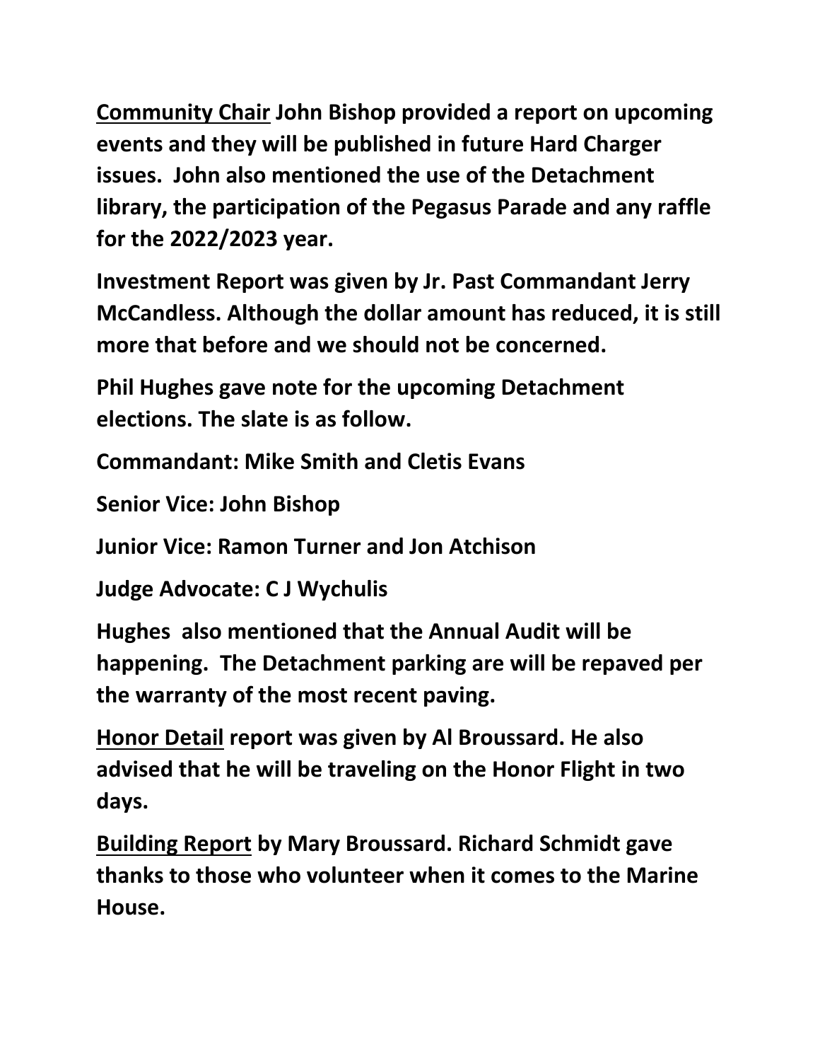**<u>Community Chair</u> John Bishop provided a report on upcoming events and they will be published in future Hard Charger issues. John also mentioned the use of the Detachment library, the participation of the Pegasus Parade and any raffle for the 2022/2023 year.**

**Investment Report was given by Jr. Past Commandant Jerry McCandless. Although the dollar amount has reduced, it is still more that before and we should not be concerned.**

**Phil Hughes gave note for the upcoming Detachment elections. The slate is as follow.**

**Commandant: Mike Smith and Cletis Evans**

**Senior Vice: John Bishop**

**Junior Vice: Ramon Turner and Jon Atchison**

**Judge Advocate: C J Wychulis**

**Hughes also mentioned that the Annual Audit will be happening. The Detachment parking are will be repaved per the warranty of the most recent paving.**

**<u>Honor Detail</u> report was given by Al Broussard. He also advised that he will be traveling on the Honor Flight in two days.**

**<u>Building Report</u> by Mary Broussard. Richard Schmidt gave thanks to those who volunteer when it comes to the Marine House.**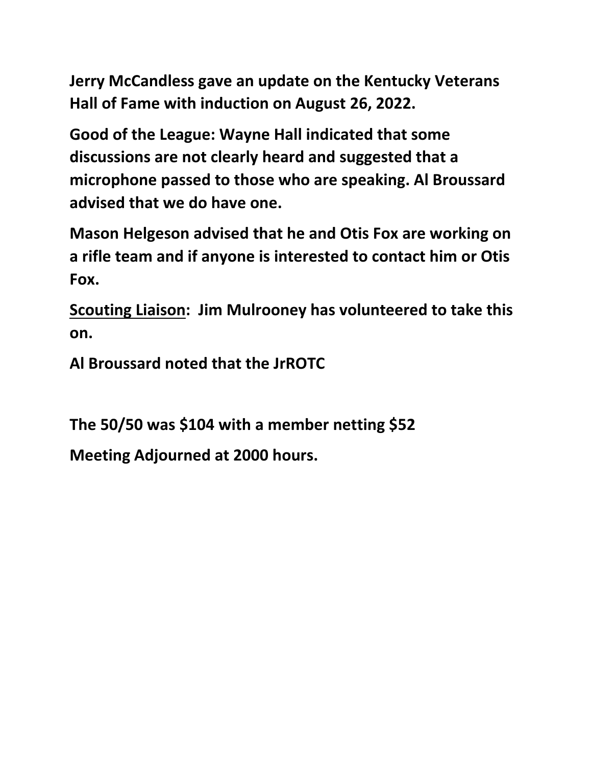**Jerry McCandless gave an update on the Kentucky Veterans Hall of Fame with induction on August 26, 2022.**

**Good of the League: Wayne Hall indicated that some discussions are not clearly heard and suggested that a microphone passed to those who are speaking. Al Broussard advised that we do have one.**

**Mason Helgeson advised that he and Otis Fox are working on a rifle team and if anyone is interested to contact him or Otis Fox.**

**<u>Scouting Liaison</u>: Jim Mulrooney has volunteered to take this on.**

**Al Broussard noted that the JrROTC**

**The 50/50 was $104 with a member netting $52**

**Meeting Adjourned at 2000 hours.**